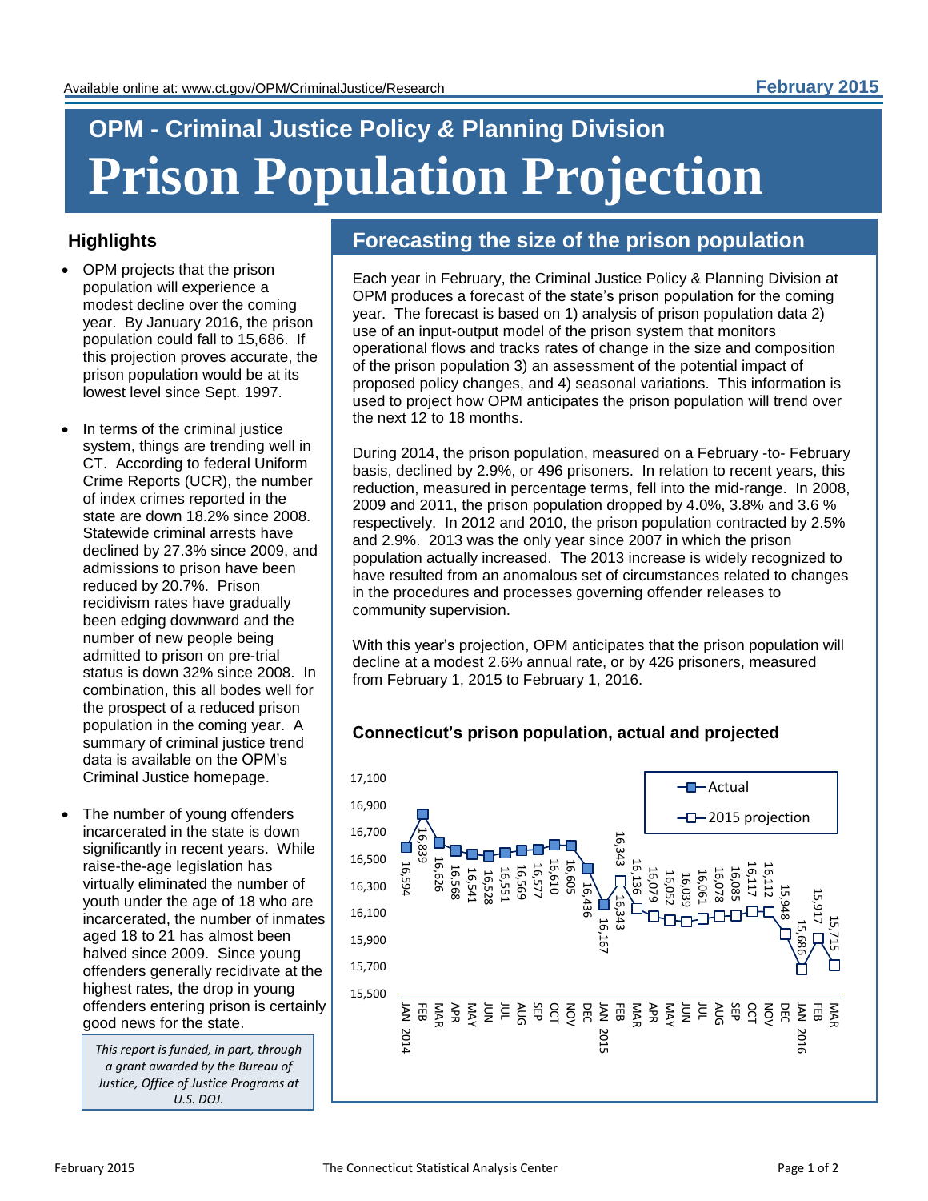Available online at: www.ct.gov/OPM/CriminalJustice/Research

**February 2015**

## OPM - Criminal Justice Policy & Planning Division

# Prison Population Projection

### Highlights

- OPM projects that the prison population will experience a modest decline over the coming year. By January 2016, the prison population could fall to 15,686. If this projection proves accurate, the prison population would be at its lowest level since Sept. 1997.
- In terms of the criminal justice system, things are trending well in CT. According to federal Uniform Crime Reports (UCR), the number of index crimes reported in the state are down 18.2% since 2008. Statewide criminal arrests have declined by 27.3% since 2009, and admissions to prison have been reduced by 20.7%. Prison recidivism rates have gradually been edging downward and the number of new people being admitted to prison on pre-trial status is down 32% since 2008. In combination, this all bodes well for the prospect of a reduced prison population in the coming year. A summary of criminal justice trend data is available on the OPM's Criminal Justice homepage.
- The number of young offenders incarcerated in the state is down significantly in recent years. While raise-the-age legislation has virtually eliminated the number of youth under the age of 18 who are incarcerated, the number of inmates aged 18 to 21 has almost been halved since 2009. Since young offenders generally recidivate at the highest rates, the drop in young offenders entering prison is certainly good news for the state.

*This report is funded, in part, through a grant awarded by the Bureau of Justice, Office of Justice Programs at U.S. DOJ.*

## Forecasting the size of the prison population

Each year in February, the Criminal Justice Policy & Planning Division at OPM produces a forecast of the state's prison population for the coming year. The forecast is based on 1) analysis of prison population data 2) use of an input-output model of the prison system that monitors operational flows and tracks rates of change in the size and composition of the prison population 3) an assessment of the potential impact of proposed policy changes, and 4) seasonal variations. This information is used to project how OPM anticipates the prison population will trend over the next 12 to 18 months.

During 2014, the prison population, measured on a February -to- February basis, declined by 2.9%, or 496 prisoners. In relation to recent years, this reduction, measured in percentage terms, fell into the mid-range. In 2008, 2009 and 2011, the prison population dropped by 4.0%, 3.8% and 3.6 % respectively. In 2012 and 2010, the prison population contracted by 2.5% and 2.9%. 2013 was the only year since 2007 in which the prison population actually increased. The 2013 increase is widely recognized to have resulted from an anomalous set of circumstances related to changes in the procedures and processes governing offender releases to community supervision.

With this year's projection, OPM anticipates that the prison population will decline at a modest 2.6% annual rate, or by 426 prisoners, measured from February 1, 2015 to February 1, 2016.

### Connecticut's prison population, actual and projected

| Month | Actual | 2015 projection |
|---|---|---|
| JAN 2014 | 16,594 | |
| FEB | 16,839 | |
| MAR | 16,626 | |
| APR | 16,568 | |
| MAY | 16,541 | |
| JUN | 16,528 | |
| JUL | 16,551 | |
| AUG | 16,569 | |
| SEP | 16,577 | |
| OCT | 16,610 | |
| NOV | 16,605 | |
| DEC | 16,436 | |
| JAN 2015 | 16,167 | |
| FEB | 16,343 | 16,343 |
| MAR | | 16,136 |
| APR | | 16,079 |
| MAY | | 16,052 |
| JUN | | 16,039 |
| JUL | | 16,061 |
| AUG | | 16,078 |
| SEP | | 16,085 |
| OCT | | 16,117 |
| NOV | | 16,112 |
| DEC | | 15,948 |
| JAN 2016 | | 15,686 |
| FEB | | 15,917 |
| MAR | | 15,715 |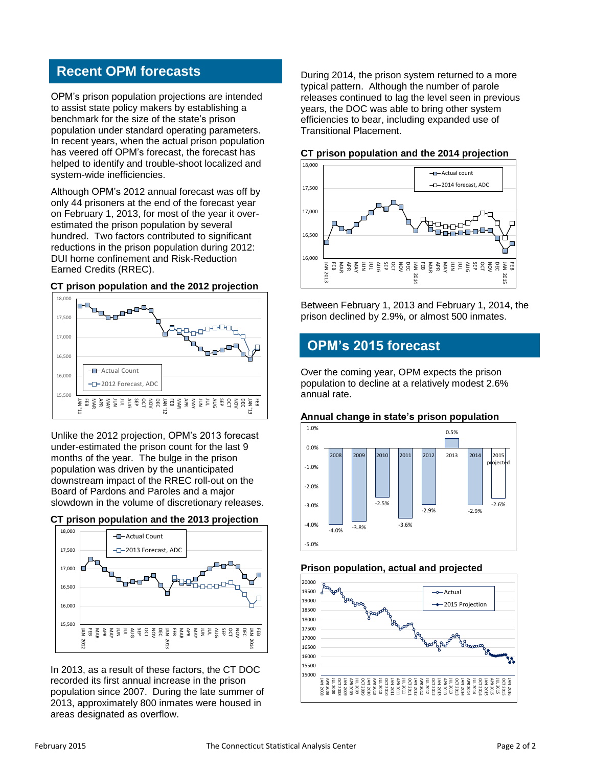## Recent OPM forecasts

OPM's prison population projections are intended to assist state policy makers by establishing a benchmark for the size of the state's prison population under standard operating parameters. In recent years, when the actual prison population has veered off OPM's forecast, the forecast has helped to identify and trouble-shoot localized and system-wide inefficiencies.

Although OPM's 2012 annual forecast was off by only 44 prisoners at the end of the forecast year on February 1, 2013, for most of the year it over-estimated the prison population by several hundred. Two factors contributed to significant reductions in the prison population during 2012: DUI home confinement and Risk-Reduction Earned Credits (RREC).

**CT prison population and the 2012 projection**

18,000
17,500
17,000
16,500
16,000
15,500
Actual Count
2012 Forecast, ADC
JAN '11 FEB MAR APR MAY JUN JUL AUG SEP OCT NOV DEC JAN '12 FEB MAR APR MAY JUN JUL AUG SEP OCT NOV DEC JAN '13 FEB

Unlike the 2012 projection, OPM's 2013 forecast under-estimated the prison count for the last 9 months of the year. The bulge in the prison population was driven by the unanticipated downstream impact of the RREC roll-out on the Board of Pardons and Paroles and a major slowdown in the volume of discretionary releases.

**CT prison population and the 2013 projection**

18,000
17,500
17,000
16,500
16,000
15,500
Actual Count
2013 Forecast, ADC
JAN 2012 FEB MAR APR MAY JUN JUL AUG SEP OCT NOV DEC JAN 2013 FEB MAR APR MAY JUN JUL AUG SEP OCT NOV DEC JAN 2014 FEB

In 2013, as a result of these factors, the CT DOC recorded its first annual increase in the prison population since 2007. During the late summer of 2013, approximately 800 inmates were housed in areas designated as overflow.

During 2014, the prison system returned to a more typical pattern. Although the number of parole releases continued to lag the level seen in previous years, the DOC was able to bring other system efficiencies to bear, including expanded use of Transitional Placement.

**CT prison population and the 2014 projection**

18,000
17,500
17,000
16,500
16,000
Actual count
2014 forecast, ADC
JAN 2013 FEB MAR APR MAY JUN JUL AUG SEP OCT NOV DEC JAN 2014 FEB MAR APR MAY JUN JUL AUG SEP OCT NOV DEC JAN 2015 FEB

Between February 1, 2013 and February 1, 2014, the prison declined by 2.9%, or almost 500 inmates.

## OPM's 2015 forecast

Over the coming year, OPM expects the prison population to decline at a relatively modest 2.6% annual rate.

**Annual change in state's prison population**

1.0%
0.0%
-1.0%
-2.0%
-3.0%
-4.0%
-5.0%
2008 -4.0%
2009 -3.8%
2010 -2.5%
2011 -3.6%
2012 -2.9%
2013 0.5%
2014 -2.9%
2015 projected -2.6%

**Prison population, actual and projected**

20000
19500
19000
18500
18000
17500
17000
16500
16000
15500
15000
Actual
2015 Projection
JAN 2008 APR 2008 JUL 2008 OCT 2008 JAN 2009 APR 2009 JUL 2009 OCT 2009 JAN 2010 APR 2010 JUL 2010 OCT 2010 JAN 2011 APR 2011 JUL 2011 OCT 2011 JAN 2012 APR 2012 JUL 2012 OCT 2012 JAN 2013 APR 2013 JUL 2013 OCT 2013 JAN 2014 APR 2014 JUL 2014 OCT 2014 JAN 2015 APR 2015 JUL 2015 OCT 2015 JAN 2016